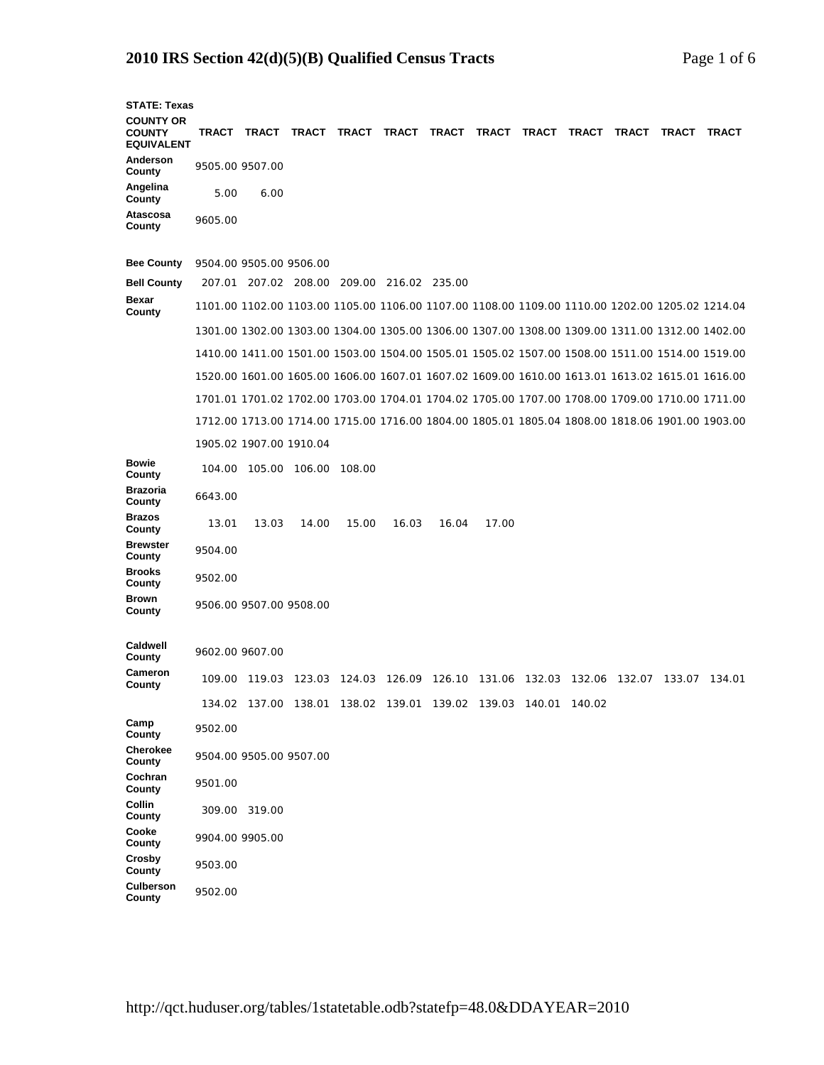## 2010 IRS Section 42(d)(5)(B) Qualified Census Tracts

**STATE: Texas**

| COUNTY OR COUNTY EQUIVALENT | TRACT | TRACT | TRACT | TRACT | TRACT | TRACT | TRACT | TRACT | TRACT | TRACT | TRACT | TRACT |
|---|---|---|---|---|---|---|---|---|---|---|---|---|
| Anderson County | 9505.00 | 9507.00 | | | | | | | | | | |
| Angelina County | 5.00 | 6.00 | | | | | | | | | | |
| Atascosa County | 9605.00 | | | | | | | | | | | |
| Bee County | 9504.00 | 9505.00 | 9506.00 | | | | | | | | | |
| Bell County | 207.01 | 207.02 | 208.00 | 209.00 | 216.02 | 235.00 | | | | | | |
| Bexar County | 1101.00 | 1102.00 | 1103.00 | 1105.00 | 1106.00 | 1107.00 | 1108.00 | 1109.00 | 1110.00 | 1202.00 | 1205.02 | 1214.04 |
| | 1301.00 | 1302.00 | 1303.00 | 1304.00 | 1305.00 | 1306.00 | 1307.00 | 1308.00 | 1309.00 | 1311.00 | 1312.00 | 1402.00 |
| | 1410.00 | 1411.00 | 1501.00 | 1503.00 | 1504.00 | 1505.01 | 1505.02 | 1507.00 | 1508.00 | 1511.00 | 1514.00 | 1519.00 |
| | 1520.00 | 1601.00 | 1605.00 | 1606.00 | 1607.01 | 1607.02 | 1609.00 | 1610.00 | 1613.01 | 1613.02 | 1615.01 | 1616.00 |
| | 1701.01 | 1701.02 | 1702.00 | 1703.00 | 1704.01 | 1704.02 | 1705.00 | 1707.00 | 1708.00 | 1709.00 | 1710.00 | 1711.00 |
| | 1712.00 | 1713.00 | 1714.00 | 1715.00 | 1716.00 | 1804.00 | 1805.01 | 1805.04 | 1808.00 | 1818.06 | 1901.00 | 1903.00 |
| | 1905.02 | 1907.00 | 1910.04 | | | | | | | | | |
| Bowie County | 104.00 | 105.00 | 106.00 | 108.00 | | | | | | | | |
| Brazoria County | 6643.00 | | | | | | | | | | | |
| Brazos County | 13.01 | 13.03 | 14.00 | 15.00 | 16.03 | 16.04 | 17.00 | | | | | |
| Brewster County | 9504.00 | | | | | | | | | | | |
| Brooks County | 9502.00 | | | | | | | | | | | |
| Brown County | 9506.00 | 9507.00 | 9508.00 | | | | | | | | | |
| Caldwell County | 9602.00 | 9607.00 | | | | | | | | | | |
| Cameron County | 109.00 | 119.03 | 123.03 | 124.03 | 126.09 | 126.10 | 131.06 | 132.03 | 132.06 | 132.07 | 133.07 | 134.01 |
| | 134.02 | 137.00 | 138.01 | 138.02 | 139.01 | 139.02 | 139.03 | 140.01 | 140.02 | | | |
| Camp County | 9502.00 | | | | | | | | | | | |
| Cherokee County | 9504.00 | 9505.00 | 9507.00 | | | | | | | | | |
| Cochran County | 9501.00 | | | | | | | | | | | |
| Collin County | 309.00 | 319.00 | | | | | | | | | | |
| Cooke County | 9904.00 | 9905.00 | | | | | | | | | | |
| Crosby County | 9503.00 | | | | | | | | | | | |
| Culberson County | 9502.00 | | | | | | | | | | | |

http://qct.huduser.org/tables/1statetable.odb?statefp=48.0&DDAYEAR=2010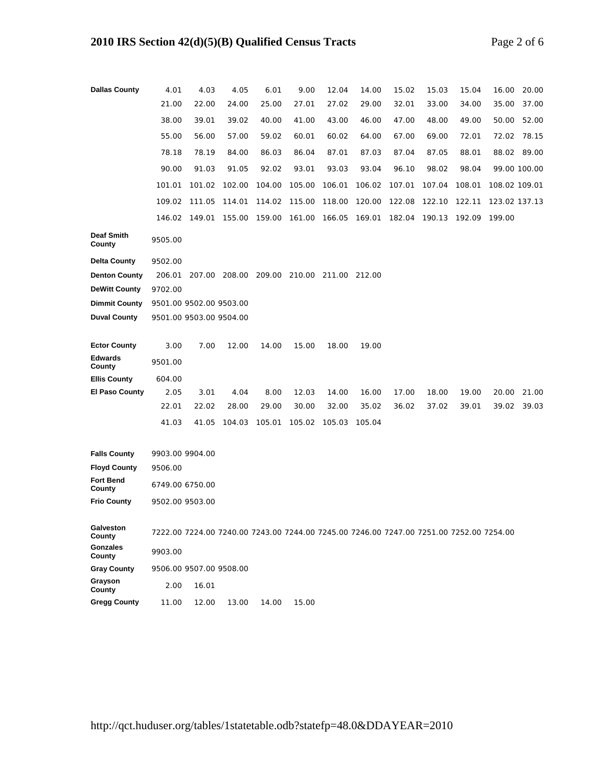| County | | | | | | | | | | | | |
|---|---|---|---|---|---|---|---|---|---|---|---|---|
| **Dallas County** | 4.01 | 4.03 | 4.05 | 6.01 | 9.00 | 12.04 | 14.00 | 15.02 | 15.03 | 15.04 | 16.00 | 20.00 |
| | 21.00 | 22.00 | 24.00 | 25.00 | 27.01 | 27.02 | 29.00 | 32.01 | 33.00 | 34.00 | 35.00 | 37.00 |
| | 38.00 | 39.01 | 39.02 | 40.00 | 41.00 | 43.00 | 46.00 | 47.00 | 48.00 | 49.00 | 50.00 | 52.00 |
| | 55.00 | 56.00 | 57.00 | 59.02 | 60.01 | 60.02 | 64.00 | 67.00 | 69.00 | 72.01 | 72.02 | 78.15 |
| | 78.18 | 78.19 | 84.00 | 86.03 | 86.04 | 87.01 | 87.03 | 87.04 | 87.05 | 88.01 | 88.02 | 89.00 |
| | 90.00 | 91.03 | 91.05 | 92.02 | 93.01 | 93.03 | 93.04 | 96.10 | 98.02 | 98.04 | 99.00 | 100.00 |
| | 101.01 | 101.02 | 102.00 | 104.00 | 105.00 | 106.01 | 106.02 | 107.01 | 107.04 | 108.01 | 108.02 | 109.01 |
| | 109.02 | 111.05 | 114.01 | 114.02 | 115.00 | 118.00 | 120.00 | 122.08 | 122.10 | 122.11 | 123.02 | 137.13 |
| | 146.02 | 149.01 | 155.00 | 159.00 | 161.00 | 166.05 | 169.01 | 182.04 | 190.13 | 192.09 | 199.00 | |
| **Deaf Smith County** | 9505.00 | | | | | | | | | | | |
| **Delta County** | 9502.00 | | | | | | | | | | | |
| **Denton County** | 206.01 | 207.00 | 208.00 | 209.00 | 210.00 | 211.00 | 212.00 | | | | | |
| **DeWitt County** | 9702.00 | | | | | | | | | | | |
| **Dimmit County** | 9501.00 | 9502.00 | 9503.00 | | | | | | | | | |
| **Duval County** | 9501.00 | 9503.00 | 9504.00 | | | | | | | | | |
| **Ector County** | 3.00 | 7.00 | 12.00 | 14.00 | 15.00 | 18.00 | 19.00 | | | | | |
| **Edwards County** | 9501.00 | | | | | | | | | | | |
| **Ellis County** | 604.00 | | | | | | | | | | | |
| **El Paso County** | 2.05 | 3.01 | 4.04 | 8.00 | 12.03 | 14.00 | 16.00 | 17.00 | 18.00 | 19.00 | 20.00 | 21.00 |
| | 22.01 | 22.02 | 28.00 | 29.00 | 30.00 | 32.00 | 35.02 | 36.02 | 37.02 | 39.01 | 39.02 | 39.03 |
| | 41.03 | 41.05 | 104.03 | 105.01 | 105.02 | 105.03 | 105.04 | | | | | |
| **Falls County** | 9903.00 | 9904.00 | | | | | | | | | | |
| **Floyd County** | 9506.00 | | | | | | | | | | | |
| **Fort Bend County** | 6749.00 | 6750.00 | | | | | | | | | | |
| **Frio County** | 9502.00 | 9503.00 | | | | | | | | | | |
| **Galveston County** | 7222.00 | 7224.00 | 7240.00 | 7243.00 | 7244.00 | 7245.00 | 7246.00 | 7247.00 | 7251.00 | 7252.00 | 7254.00 | |
| **Gonzales County** | 9903.00 | | | | | | | | | | | |
| **Gray County** | 9506.00 | 9507.00 | 9508.00 | | | | | | | | | |
| **Grayson County** | 2.00 | 16.01 | | | | | | | | | | |
| **Gregg County** | 11.00 | 12.00 | 13.00 | 14.00 | 15.00 | | | | | | | |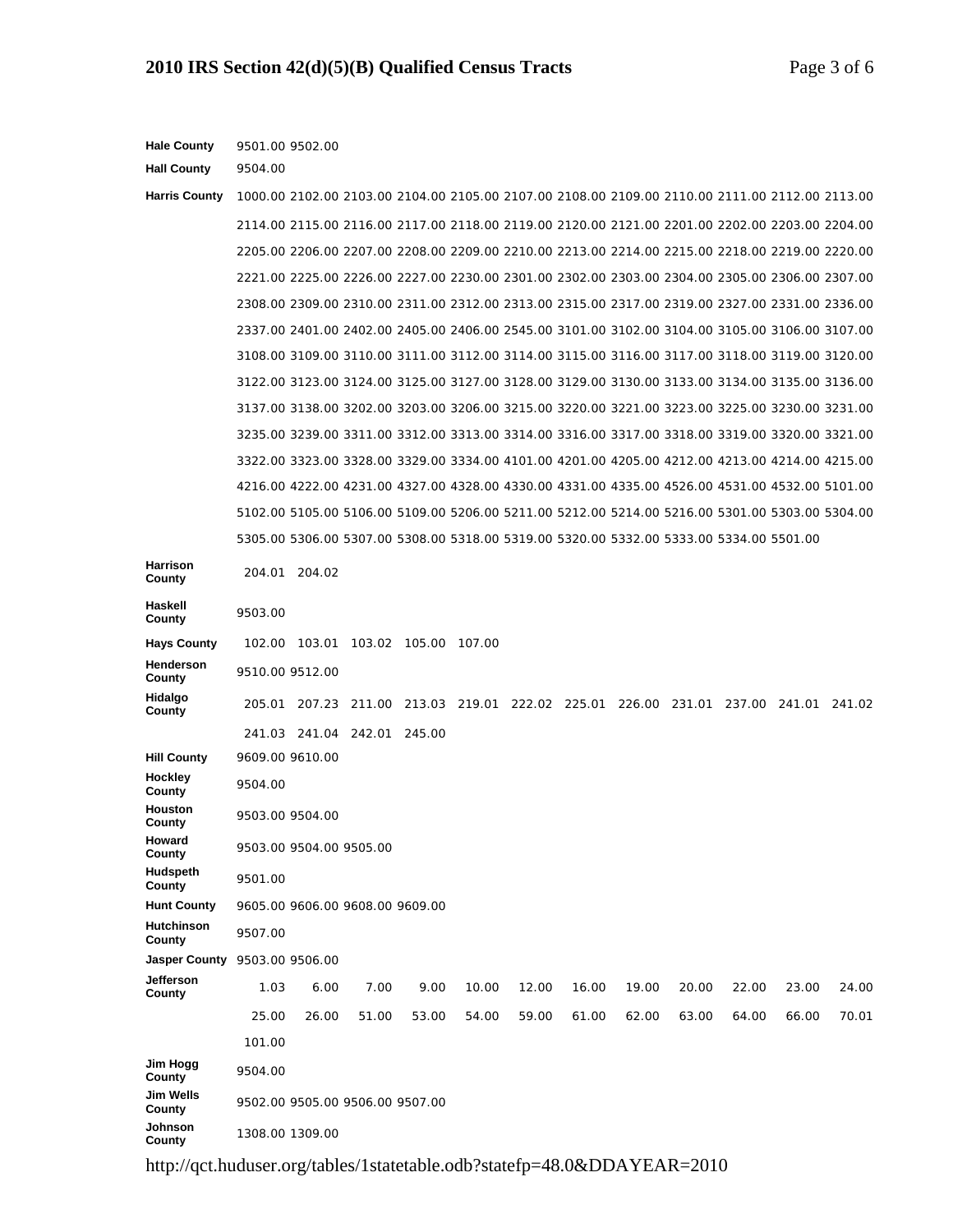| County | Census Tracts |
| --- | --- |
| **Hale County** | 9501.00 9502.00 |
| **Hall County** | 9504.00 |
| **Harris County** | 1000.00 2102.00 2103.00 2104.00 2105.00 2107.00 2108.00 2109.00 2110.00 2111.00 2112.00 2113.00 2114.00 2115.00 2116.00 2117.00 2118.00 2119.00 2120.00 2121.00 2201.00 2202.00 2203.00 2204.00 2205.00 2206.00 2207.00 2208.00 2209.00 2210.00 2213.00 2214.00 2215.00 2218.00 2219.00 2220.00 2221.00 2225.00 2226.00 2227.00 2230.00 2301.00 2302.00 2303.00 2304.00 2305.00 2306.00 2307.00 2308.00 2309.00 2310.00 2311.00 2312.00 2313.00 2315.00 2317.00 2319.00 2327.00 2331.00 2336.00 2337.00 2401.00 2402.00 2405.00 2406.00 2545.00 3101.00 3102.00 3104.00 3105.00 3106.00 3107.00 3108.00 3109.00 3110.00 3111.00 3112.00 3114.00 3115.00 3116.00 3117.00 3118.00 3119.00 3120.00 3122.00 3123.00 3124.00 3125.00 3127.00 3128.00 3129.00 3130.00 3133.00 3134.00 3135.00 3136.00 3137.00 3138.00 3202.00 3203.00 3206.00 3215.00 3220.00 3221.00 3223.00 3225.00 3230.00 3231.00 3235.00 3239.00 3311.00 3312.00 3313.00 3314.00 3316.00 3317.00 3318.00 3319.00 3320.00 3321.00 3322.00 3323.00 3328.00 3329.00 3334.00 4101.00 4201.00 4205.00 4212.00 4213.00 4214.00 4215.00 4216.00 4222.00 4231.00 4327.00 4328.00 4330.00 4331.00 4335.00 4526.00 4531.00 4532.00 5101.00 5102.00 5105.00 5106.00 5109.00 5206.00 5211.00 5212.00 5214.00 5216.00 5301.00 5303.00 5304.00 5305.00 5306.00 5307.00 5308.00 5318.00 5319.00 5320.00 5332.00 5333.00 5334.00 5501.00 |
| **Harrison County** | 204.01 204.02 |
| **Haskell County** | 9503.00 |
| **Hays County** | 102.00 103.01 103.02 105.00 107.00 |
| **Henderson County** | 9510.00 9512.00 |
| **Hidalgo County** | 205.01 207.23 211.00 213.03 219.01 222.02 225.01 226.00 231.01 237.00 241.01 241.02 241.03 241.04 242.01 245.00 |
| **Hill County** | 9609.00 9610.00 |
| **Hockley County** | 9504.00 |
| **Houston County** | 9503.00 9504.00 |
| **Howard County** | 9503.00 9504.00 9505.00 |
| **Hudspeth County** | 9501.00 |
| **Hunt County** | 9605.00 9606.00 9608.00 9609.00 |
| **Hutchinson County** | 9507.00 |
| **Jasper County** | 9503.00 9506.00 |
| **Jefferson County** | 1.03 6.00 7.00 9.00 10.00 12.00 16.00 19.00 20.00 22.00 23.00 24.00 25.00 26.00 51.00 53.00 54.00 59.00 61.00 62.00 63.00 64.00 66.00 70.01 101.00 |
| **Jim Hogg County** | 9504.00 |
| **Jim Wells County** | 9502.00 9505.00 9506.00 9507.00 |
| **Johnson County** | 1308.00 1309.00 |

http://qct.huduser.org/tables/1statetable.odb?statefp=48.0&DDAYEAR=2010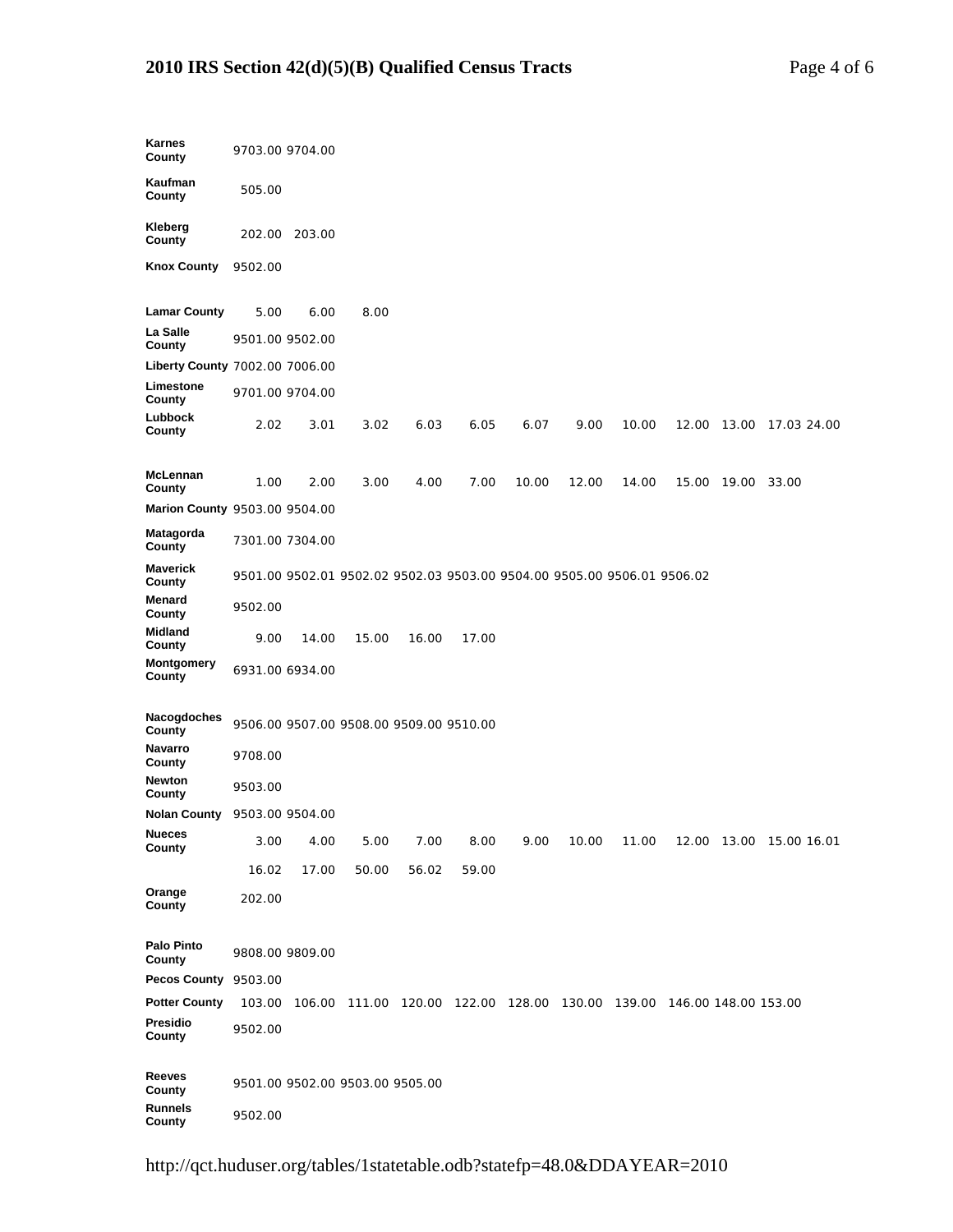| County | | | | | | | | | | | | |
|---|---|---|---|---|---|---|---|---|---|---|---|---|
| **Karnes County** | 9703.00 | 9704.00 | | | | | | | | | | |
| **Kaufman County** | 505.00 | | | | | | | | | | | |
| **Kleberg County** | 202.00 | 203.00 | | | | | | | | | | |
| **Knox County** | 9502.00 | | | | | | | | | | | |
| **Lamar County** | 5.00 | 6.00 | 8.00 | | | | | | | | | |
| **La Salle County** | 9501.00 | 9502.00 | | | | | | | | | | |
| **Liberty County** | 7002.00 | 7006.00 | | | | | | | | | | |
| **Limestone County** | 9701.00 | 9704.00 | | | | | | | | | | |
| **Lubbock County** | 2.02 | 3.01 | 3.02 | 6.03 | 6.05 | 6.07 | 9.00 | 10.00 | 12.00 | 13.00 | 17.03 | 24.00 |
| **McLennan County** | 1.00 | 2.00 | 3.00 | 4.00 | 7.00 | 10.00 | 12.00 | 14.00 | 15.00 | 19.00 | 33.00 | |
| **Marion County** | 9503.00 | 9504.00 | | | | | | | | | | |
| **Matagorda County** | 7301.00 | 7304.00 | | | | | | | | | | |
| **Maverick County** | 9501.00 | 9502.01 | 9502.02 | 9502.03 | 9503.00 | 9504.00 | 9505.00 | 9506.01 | 9506.02 | | | |
| **Menard County** | 9502.00 | | | | | | | | | | | |
| **Midland County** | 9.00 | 14.00 | 15.00 | 16.00 | 17.00 | | | | | | | |
| **Montgomery County** | 6931.00 | 6934.00 | | | | | | | | | | |
| **Nacogdoches County** | 9506.00 | 9507.00 | 9508.00 | 9509.00 | 9510.00 | | | | | | | |
| **Navarro County** | 9708.00 | | | | | | | | | | | |
| **Newton County** | 9503.00 | | | | | | | | | | | |
| **Nolan County** | 9503.00 | 9504.00 | | | | | | | | | | |
| **Nueces County** | 3.00 | 4.00 | 5.00 | 7.00 | 8.00 | 9.00 | 10.00 | 11.00 | 12.00 | 13.00 | 15.00 | 16.01 |
| | 16.02 | 17.00 | 50.00 | 56.02 | 59.00 | | | | | | | |
| **Orange County** | 202.00 | | | | | | | | | | | |
| **Palo Pinto County** | 9808.00 | 9809.00 | | | | | | | | | | |
| **Pecos County** | 9503.00 | | | | | | | | | | | |
| **Potter County** | 103.00 | 106.00 | 111.00 | 120.00 | 122.00 | 128.00 | 130.00 | 139.00 | 146.00 | 148.00 | 153.00 | |
| **Presidio County** | 9502.00 | | | | | | | | | | | |
| **Reeves County** | 9501.00 | 9502.00 | 9503.00 | 9505.00 | | | | | | | | |
| **Runnels County** | 9502.00 | | | | | | | | | | | |

http://qct.huduser.org/tables/1statetable.odb?statefp=48.0&DDAYEAR=2010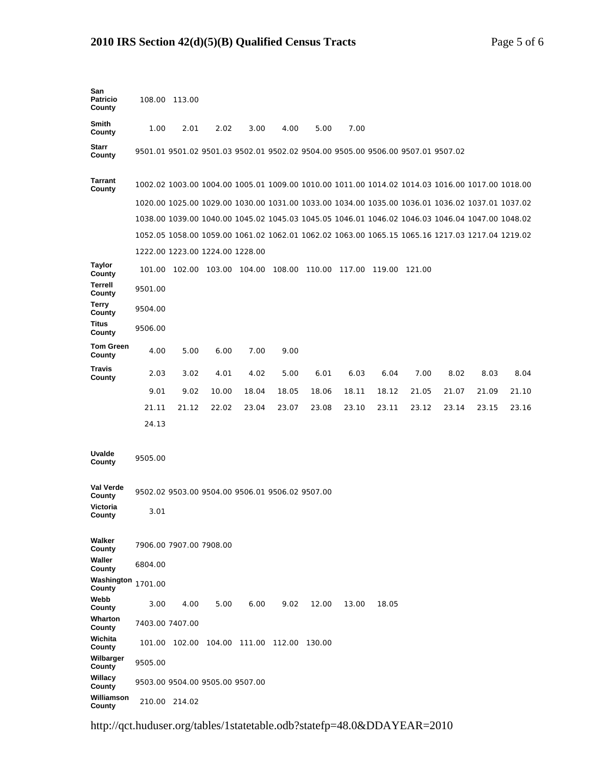## 2010 IRS Section 42(d)(5)(B) Qualified Census Tracts

| County | | | | | | | | | | | | |
|---|---|---|---|---|---|---|---|---|---|---|---|---|
| San Patricio County | 108.00 | 113.00 | | | | | | | | | | |
| Smith County | 1.00 | 2.01 | 2.02 | 3.00 | 4.00 | 5.00 | 7.00 | | | | | |
| Starr County | 9501.01 | 9501.02 | 9501.03 | 9502.01 | 9502.02 | 9504.00 | 9505.00 | 9506.00 | 9507.01 | 9507.02 | | |
| Tarrant County | 1002.02 | 1003.00 | 1004.00 | 1005.01 | 1009.00 | 1010.00 | 1011.00 | 1014.02 | 1014.03 | 1016.00 | 1017.00 | 1018.00 |
| | 1020.00 | 1025.00 | 1029.00 | 1030.00 | 1031.00 | 1033.00 | 1034.00 | 1035.00 | 1036.01 | 1036.02 | 1037.01 | 1037.02 |
| | 1038.00 | 1039.00 | 1040.00 | 1045.02 | 1045.03 | 1045.05 | 1046.01 | 1046.02 | 1046.03 | 1046.04 | 1047.00 | 1048.02 |
| | 1052.05 | 1058.00 | 1059.00 | 1061.02 | 1062.01 | 1062.02 | 1063.00 | 1065.15 | 1065.16 | 1217.03 | 1217.04 | 1219.02 |
| | 1222.00 | 1223.00 | 1224.00 | 1228.00 | | | | | | | | |
| Taylor County | 101.00 | 102.00 | 103.00 | 104.00 | 108.00 | 110.00 | 117.00 | 119.00 | 121.00 | | | |
| Terrell County | 9501.00 | | | | | | | | | | | |
| Terry County | 9504.00 | | | | | | | | | | | |
| Titus County | 9506.00 | | | | | | | | | | | |
| Tom Green County | 4.00 | 5.00 | 6.00 | 7.00 | 9.00 | | | | | | | |
| Travis County | 2.03 | 3.02 | 4.01 | 4.02 | 5.00 | 6.01 | 6.03 | 6.04 | 7.00 | 8.02 | 8.03 | 8.04 |
| | 9.01 | 9.02 | 10.00 | 18.04 | 18.05 | 18.06 | 18.11 | 18.12 | 21.05 | 21.07 | 21.09 | 21.10 |
| | 21.11 | 21.12 | 22.02 | 23.04 | 23.07 | 23.08 | 23.10 | 23.11 | 23.12 | 23.14 | 23.15 | 23.16 |
| | 24.13 | | | | | | | | | | | |
| Uvalde County | 9505.00 | | | | | | | | | | | |
| Val Verde County | 9502.02 | 9503.00 | 9504.00 | 9506.01 | 9506.02 | 9507.00 | | | | | | |
| Victoria County | 3.01 | | | | | | | | | | | |
| Walker County | 7906.00 | 7907.00 | 7908.00 | | | | | | | | | |
| Waller County | 6804.00 | | | | | | | | | | | |
| Washington County | 1701.00 | | | | | | | | | | | |
| Webb County | 3.00 | 4.00 | 5.00 | 6.00 | 9.02 | 12.00 | 13.00 | 18.05 | | | | |
| Wharton County | 7403.00 | 7407.00 | | | | | | | | | | |
| Wichita County | 101.00 | 102.00 | 104.00 | 111.00 | 112.00 | 130.00 | | | | | | |
| Wilbarger County | 9505.00 | | | | | | | | | | | |
| Willacy County | 9503.00 | 9504.00 | 9505.00 | 9507.00 | | | | | | | | |
| Williamson County | 210.00 | 214.02 | | | | | | | | | | |

http://qct.huduser.org/tables/1statetable.odb?statefp=48.0&DDAYEAR=2010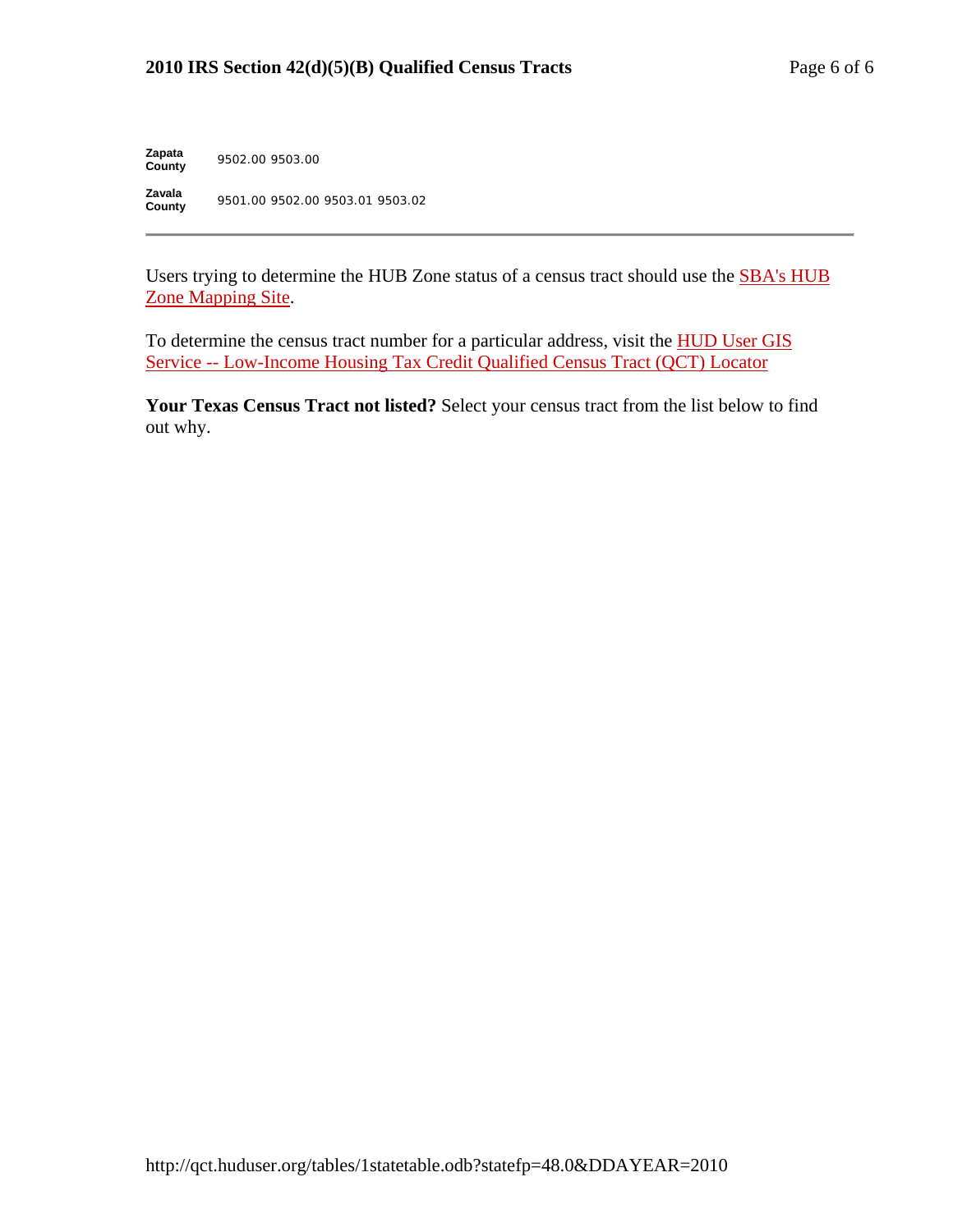| | |
|---|---|
| **Zapata County** | 9502.00 9503.00 |
| **Zavala County** | 9501.00 9502.00 9503.01 9503.02 |

---

Users trying to determine the HUB Zone status of a census tract should use the SBA's HUB Zone Mapping Site.

To determine the census tract number for a particular address, visit the HUD User GIS Service -- Low-Income Housing Tax Credit Qualified Census Tract (QCT) Locator

**Your Texas Census Tract not listed?** Select your census tract from the list below to find out why.